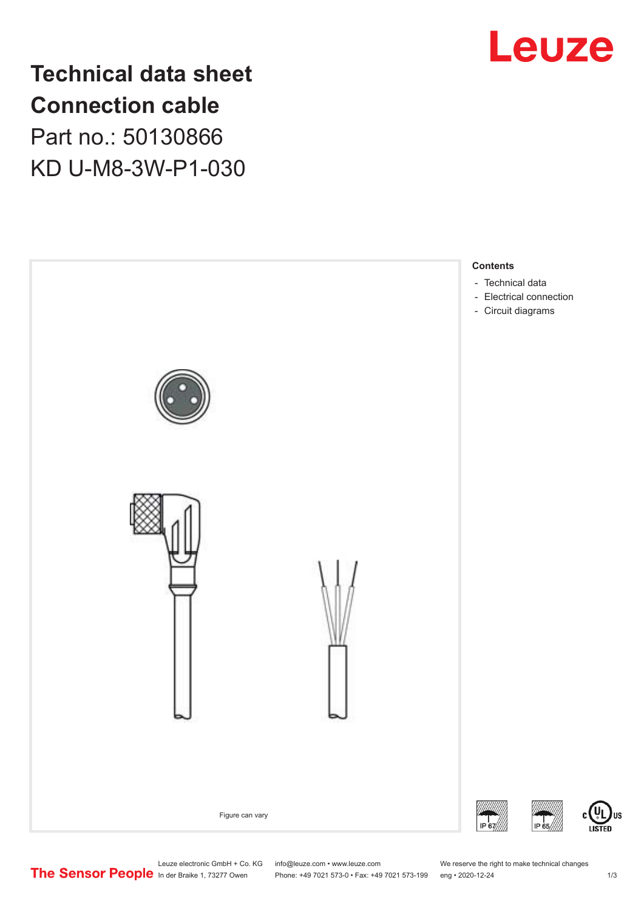# Technical data sheet
# Connection cable

## Part no.: 50130866

## KD U-M8-3W-P1-030

Figure can vary

**Contents**

- Technical data
- Electrical connection
- Circuit diagrams

IP 67

IP 65

c UL us LISTED

The Sensor People

Leuze electronic GmbH + Co. KG
In der Braike 1, 73277 Owen

info@leuze.com • www.leuze.com
Phone: +49 7021 573-0 • Fax: +49 7021 573-199

We reserve the right to make technical changes
eng • 2020-12-24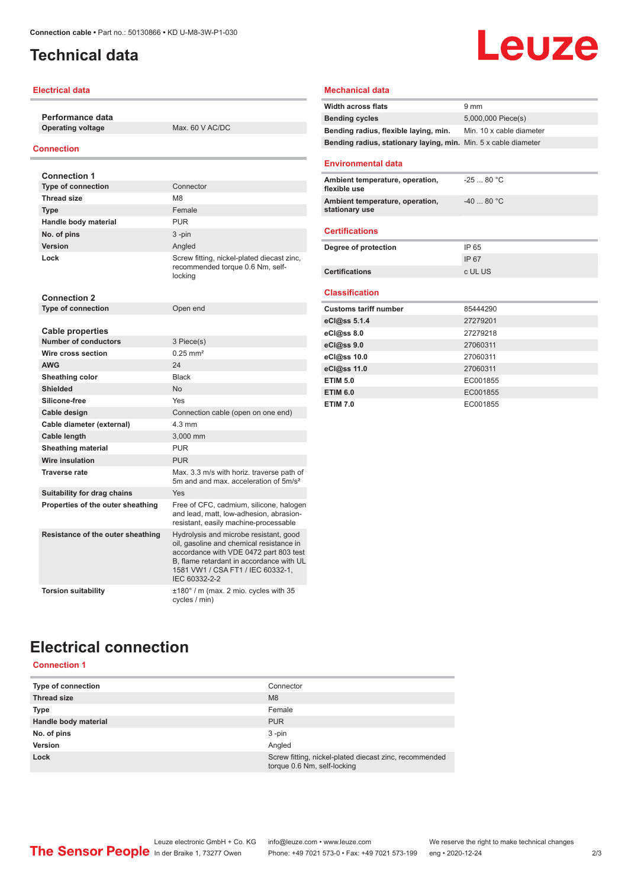# Technical data

## Electrical data

| Performance data | |
|---|---|
| **Operating voltage** | Max. 60 V AC/DC |

## Connection

| Connection 1 | |
|---|---|
| **Type of connection** | Connector |
| **Thread size** | M8 |
| **Type** | Female |
| **Handle body material** | PUR |
| **No. of pins** | 3 -pin |
| **Version** | Angled |
| **Lock** | Screw fitting, nickel-plated diecast zinc, recommended torque 0.6 Nm, self-locking |

| Connection 2 | |
|---|---|
| **Type of connection** | Open end |

| Cable properties | |
|---|---|
| **Number of conductors** | 3 Piece(s) |
| **Wire cross section** | 0.25 mm² |
| **AWG** | 24 |
| **Sheathing color** | Black |
| **Shielded** | No |
| **Silicone-free** | Yes |
| **Cable design** | Connection cable (open on one end) |
| **Cable diameter (external)** | 4.3 mm |
| **Cable length** | 3,000 mm |
| **Sheathing material** | PUR |
| **Wire insulation** | PUR |
| **Traverse rate** | Max. 3.3 m/s with horiz. traverse path of 5m and and max. acceleration of 5m/s² |
| **Suitability for drag chains** | Yes |
| **Properties of the outer sheathing** | Free of CFC, cadmium, silicone, halogen and lead, matt, low-adhesion, abrasion-resistant, easily machine-processable |
| **Resistance of the outer sheathing** | Hydrolysis and microbe resistant, good oil, gasoline and chemical resistance in accordance with VDE 0472 part 803 test B, flame retardant in accordance with UL 1581 VW1 / CSA FT1 / IEC 60332-1, IEC 60332-2-2 |
| **Torsion suitability** | ±180° / m (max. 2 mio. cycles with 35 cycles / min) |

## Mechanical data

| | |
|---|---|
| **Width across flats** | 9 mm |
| **Bending cycles** | 5,000,000 Piece(s) |
| **Bending radius, flexible laying, min.** | Min. 10 x cable diameter |
| **Bending radius, stationary laying, min.** | Min. 5 x cable diameter |

## Environmental data

| | |
|---|---|
| **Ambient temperature, operation, flexible use** | -25 ... 80 °C |
| **Ambient temperature, operation, stationary use** | -40 ... 80 °C |

## Certifications

| | |
|---|---|
| **Degree of protection** | IP 65 |
| | IP 67 |
| **Certifications** | c UL US |

## Classification

| | |
|---|---|
| **Customs tariff number** | 85444290 |
| **eCl@ss 5.1.4** | 27279201 |
| **eCl@ss 8.0** | 27279218 |
| **eCl@ss 9.0** | 27060311 |
| **eCl@ss 10.0** | 27060311 |
| **eCl@ss 11.0** | 27060311 |
| **ETIM 5.0** | EC001855 |
| **ETIM 6.0** | EC001855 |
| **ETIM 7.0** | EC001855 |

# Electrical connection

## Connection 1

| | |
|---|---|
| **Type of connection** | Connector |
| **Thread size** | M8 |
| **Type** | Female |
| **Handle body material** | PUR |
| **No. of pins** | 3 -pin |
| **Version** | Angled |
| **Lock** | Screw fitting, nickel-plated diecast zinc, recommended torque 0.6 Nm, self-locking |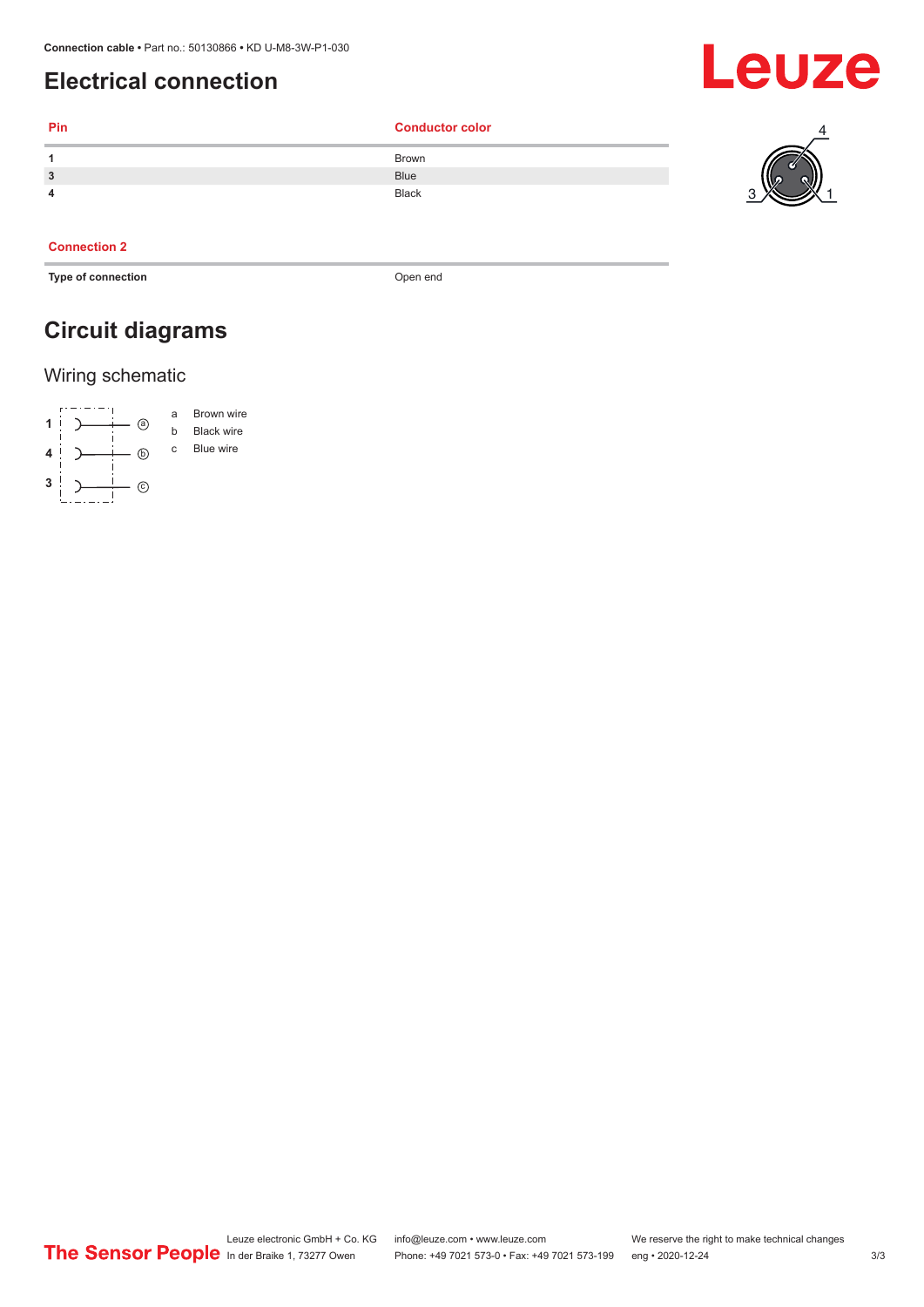# Electrical connection

| Pin | Conductor color |
|---|---|
| 1 | Brown |
| 3 | Blue |
| 4 | Black |

4
3
1

| Connection 2 | |
|---|---|
| Type of connection | Open end |

# Circuit diagrams

## Wiring schematic

1
4
3
a
b
c

| | |
|---|---|
| a | Brown wire |
| b | Black wire |
| c | Blue wire |

The Sensor People

Leuze electronic GmbH + Co. KG
In der Braike 1, 73277 Owen

info@leuze.com • www.leuze.com
Phone: +49 7021 573-0 • Fax: +49 7021 573-199

We reserve the right to make technical changes
eng • 2020-12-24